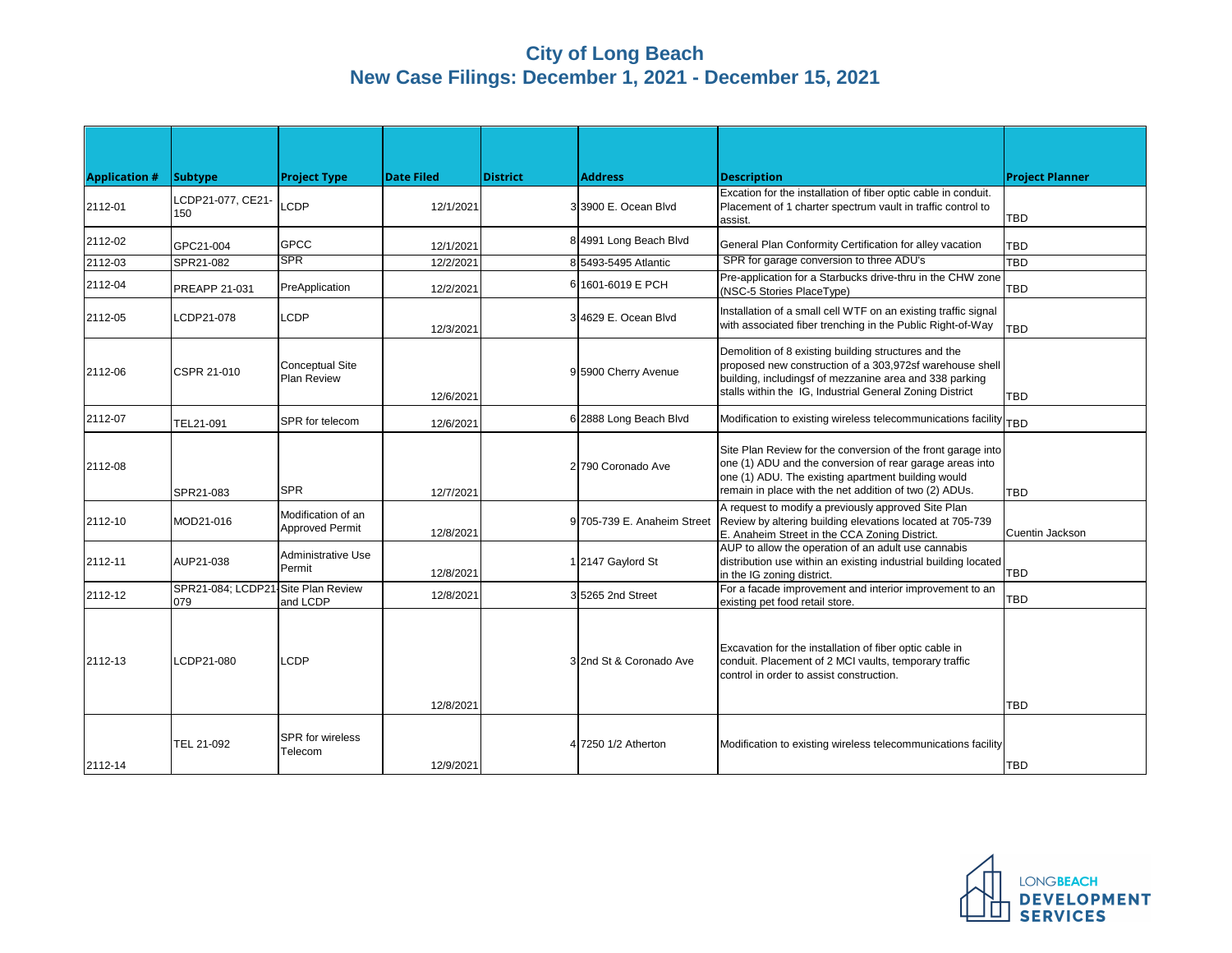# City of Long Beach
## New Case Filings: December 1, 2021 - December 15, 2021

| Application # | Subtype | Project Type | Date Filed | District | Address | Description | Project Planner |
|---|---|---|---|---|---|---|---|
| 2112-01 | LCDP21-077, CE21-150 | LCDP | 12/1/2021 | 3 | 3900 E. Ocean Blvd | Excation for the installation of fiber optic cable in conduit. Placement of 1 charter spectrum vault in traffic control to assist. | TBD |
| 2112-02 | GPC21-004 | GPCC | 12/1/2021 | 8 | 4991 Long Beach Blvd | General Plan Conformity Certification for alley vacation | TBD |
| 2112-03 | SPR21-082 | SPR | 12/2/2021 | 8 | 5493-5495 Atlantic | SPR for garage conversion to three ADU's | TBD |
| 2112-04 | PREAPP 21-031 | PreApplication | 12/2/2021 | 6 | 1601-6019 E PCH | Pre-application for a Starbucks drive-thru in the CHW zone (NSC-5 Stories PlaceType) | TBD |
| 2112-05 | LCDP21-078 | LCDP | 12/3/2021 | 3 | 4629 E. Ocean Blvd | Installation of a small cell WTF on an existing traffic signal with associated fiber trenching in the Public Right-of-Way | TBD |
| 2112-06 | CSPR 21-010 | Conceptual Site Plan Review | 12/6/2021 | 9 | 5900 Cherry Avenue | Demolition of 8 existing building structures and the proposed new construction of a 303,972sf warehouse shell building, includingsf of mezzanine area and 338 parking stalls within the IG, Industrial General Zoning District | TBD |
| 2112-07 | TEL21-091 | SPR for telecom | 12/6/2021 | 6 | 2888 Long Beach Blvd | Modification to existing wireless telecommunications facility | TBD |
| 2112-08 | SPR21-083 | SPR | 12/7/2021 | 2 | 790 Coronado Ave | Site Plan Review for the conversion of the front garage into one (1) ADU and the conversion of rear garage areas into one (1) ADU. The existing apartment building would remain in place with the net addition of two (2) ADUs. | TBD |
| 2112-10 | MOD21-016 | Modification of an Approved Permit | 12/8/2021 | 9 | 705-739 E. Anaheim Street | A request to modify a previously approved Site Plan Review by altering building elevations located at 705-739 E. Anaheim Street in the CCA Zoning District. | Cuentin Jackson |
| 2112-11 | AUP21-038 | Administrative Use Permit | 12/8/2021 | 1 | 2147 Gaylord St | AUP to allow the operation of an adult use cannabis distribution use within an existing industrial building located in the IG zoning district. | TBD |
| 2112-12 | SPR21-084; LCDP21-079 | Site Plan Review and LCDP | 12/8/2021 | 3 | 5265 2nd Street | For a facade improvement and interior improvement to an existing pet food retail store. | TBD |
| 2112-13 | LCDP21-080 | LCDP | 12/8/2021 | 3 | 2nd St & Coronado Ave | Excavation for the installation of fiber optic cable in conduit. Placement of 2 MCI vaults, temporary traffic control in order to assist construction. | TBD |
| 2112-14 | TEL 21-092 | SPR for wireless Telecom | 12/9/2021 | 4 | 7250 1/2 Atherton | Modification to existing wireless telecommunications facility | TBD |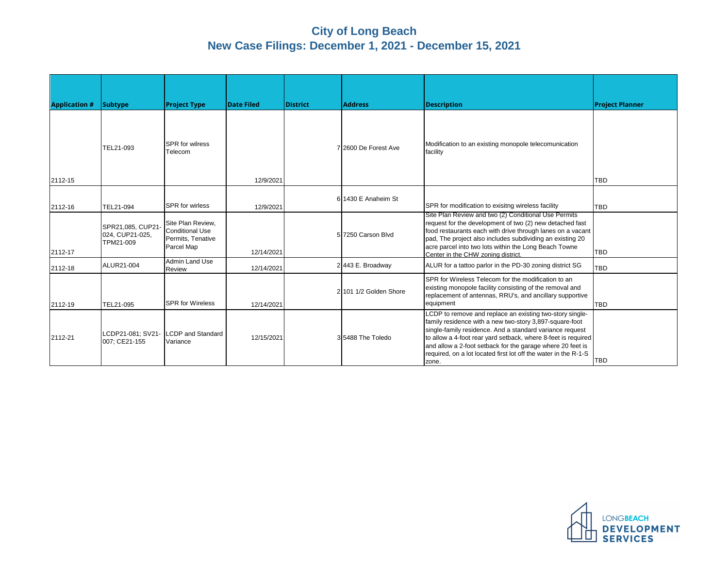## City of Long Beach
## New Case Filings: December 1, 2021 - December 15, 2021

| Application # | Subtype | Project Type | Date Filed | District | Address | Description | Project Planner |
|---|---|---|---|---|---|---|---|
| 2112-15 | TEL21-093 | SPR for wilress Telecom | 12/9/2021 | 7 | 2600 De Forest Ave | Modification to an existing monopole telecomunication facility | TBD |
| 2112-16 | TEL21-094 | SPR for wirless | 12/9/2021 | 6 | 1430 E Anaheim St | SPR for modification to exisitng wireless facility | TBD |
| 2112-17 | SPR21,085, CUP21-024, CUP21-025, TPM21-009 | Site Plan Review, Conditional Use Permits, Tenative Parcel Map | 12/14/2021 | 5 | 7250 Carson Blvd | Site Plan Review and two (2) Conditional Use Permits request for the development of two (2) new detached fast food restaurants each with drive through lanes on a vacant pad, The project also includes subdividing an existing 20 acre parcel into two lots within the Long Beach Towne Center in the CHW zoning district. | TBD |
| 2112-18 | ALUR21-004 | Admin Land Use Review | 12/14/2021 | 2 | 443 E. Broadway | ALUR for a tattoo parlor in the PD-30 zoning district SG | TBD |
| 2112-19 | TEL21-095 | SPR for Wireless | 12/14/2021 | 2 | 101 1/2 Golden Shore | SPR for Wireless Telecom for the modification to an existing monopole facility consisting of the removal and replacement of antennas, RRU's, and ancillary supportive equipment | TBD |
| 2112-21 | LCDP21-081; SV21-007; CE21-155 | LCDP and Standard Variance | 12/15/2021 | 3 | 5488 The Toledo | LCDP to remove and replace an existing two-story single-family residence with a new two-story 3,897-square-foot single-family residence. And a standard variance request to allow a 4-foot rear yard setback, where 8-feet is required and allow a 2-foot setback for the garage where 20 feet is required, on a lot located first lot off the water in the R-1-S zone. | TBD |

LONGBEACH DEVELOPMENT SERVICES